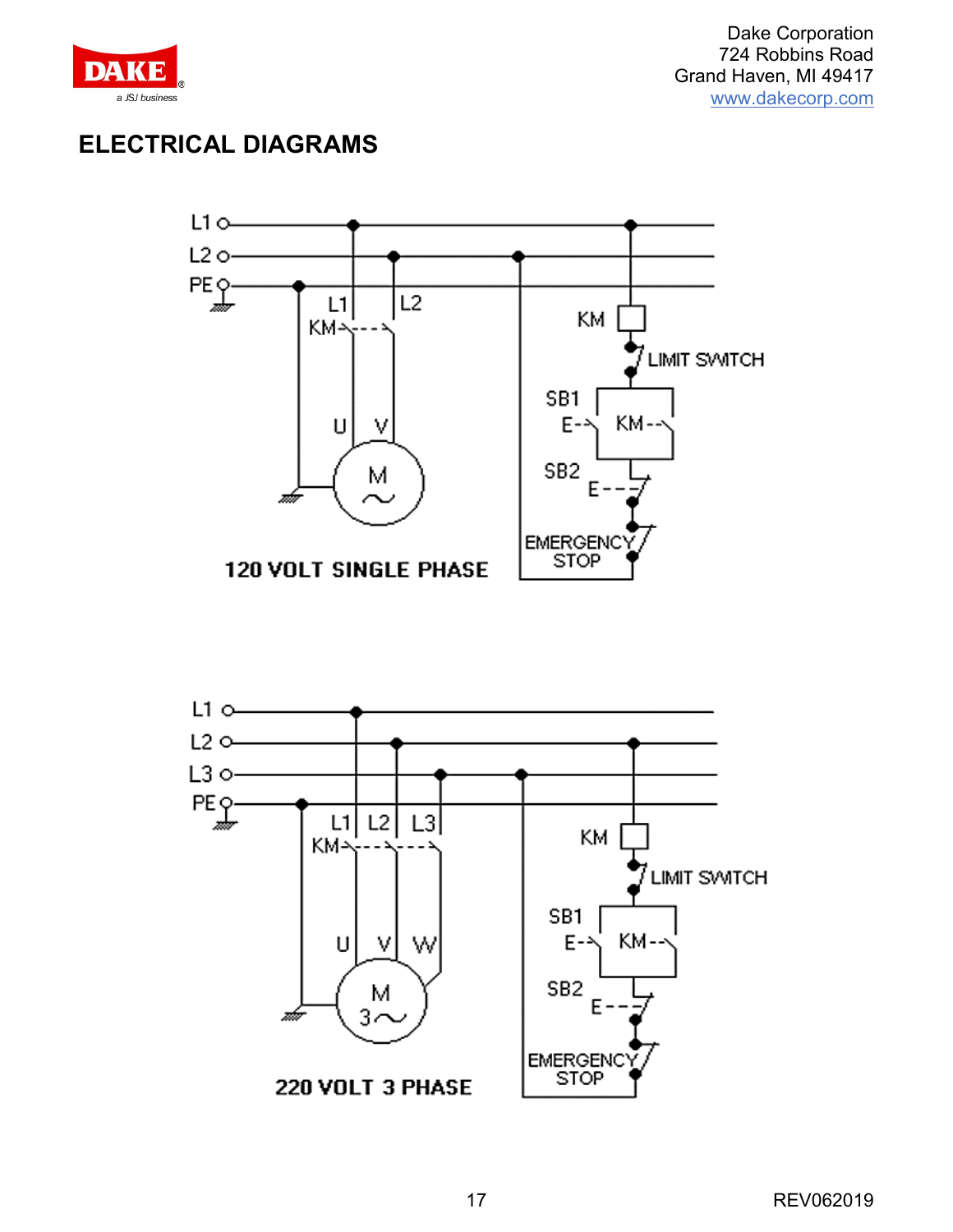# ELECTRICAL DIAGRAMS

120 VOLT SINGLE PHASE

220 VOLT 3 PHASE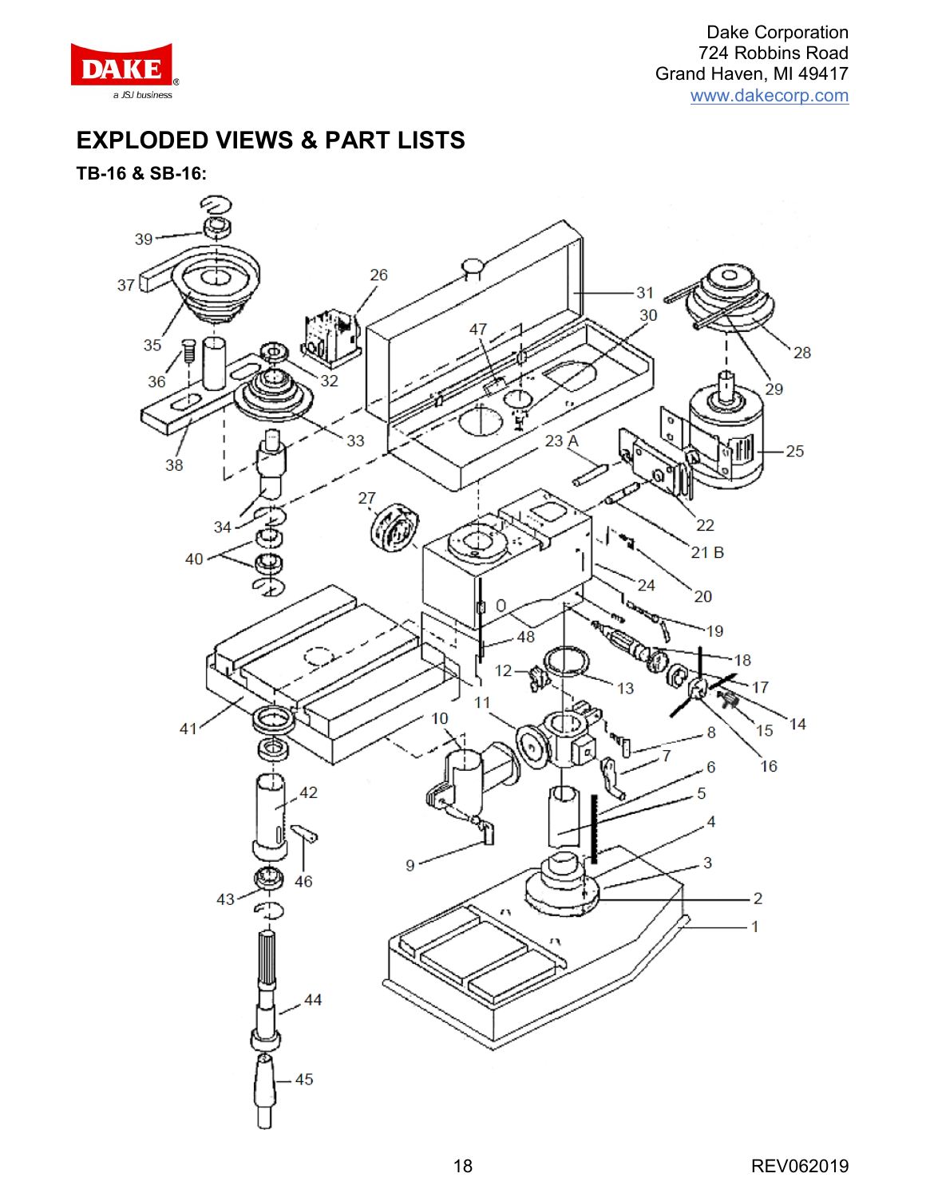# EXPLODED VIEWS & PART LISTS

## TB-16 & SB-16: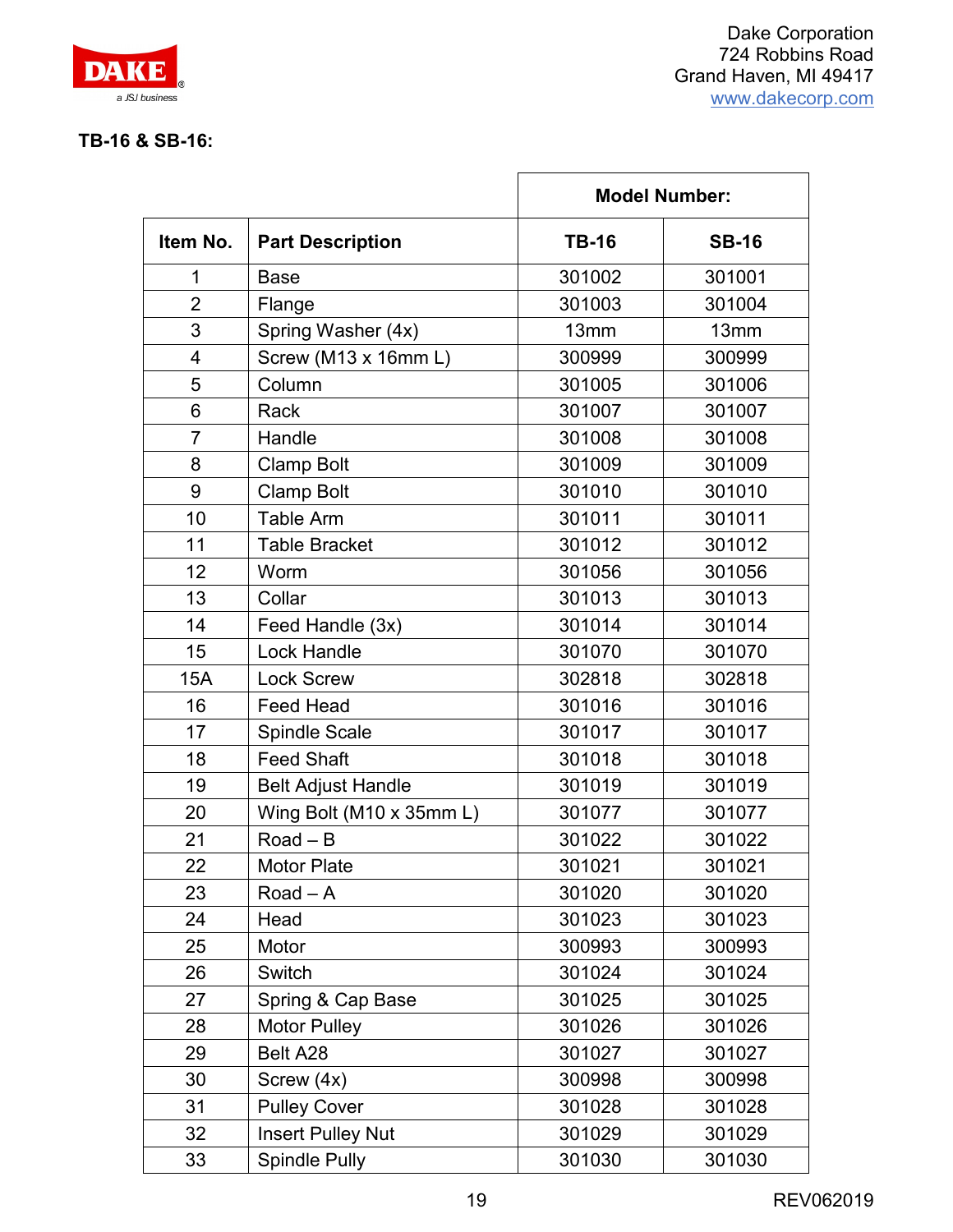Dake Corporation
724 Robbins Road
Grand Haven, MI 49417
www.dakecorp.com

**TB-16 & SB-16:**

| | | Model Number: | |
|---|---|---|---|
| **Item No.** | **Part Description** | **TB-16** | **SB-16** |
| 1 | Base | 301002 | 301001 |
| 2 | Flange | 301003 | 301004 |
| 3 | Spring Washer (4x) | 13mm | 13mm |
| 4 | Screw (M13 x 16mm L) | 300999 | 300999 |
| 5 | Column | 301005 | 301006 |
| 6 | Rack | 301007 | 301007 |
| 7 | Handle | 301008 | 301008 |
| 8 | Clamp Bolt | 301009 | 301009 |
| 9 | Clamp Bolt | 301010 | 301010 |
| 10 | Table Arm | 301011 | 301011 |
| 11 | Table Bracket | 301012 | 301012 |
| 12 | Worm | 301056 | 301056 |
| 13 | Collar | 301013 | 301013 |
| 14 | Feed Handle (3x) | 301014 | 301014 |
| 15 | Lock Handle | 301070 | 301070 |
| 15A | Lock Screw | 302818 | 302818 |
| 16 | Feed Head | 301016 | 301016 |
| 17 | Spindle Scale | 301017 | 301017 |
| 18 | Feed Shaft | 301018 | 301018 |
| 19 | Belt Adjust Handle | 301019 | 301019 |
| 20 | Wing Bolt (M10 x 35mm L) | 301077 | 301077 |
| 21 | Road – B | 301022 | 301022 |
| 22 | Motor Plate | 301021 | 301021 |
| 23 | Road – A | 301020 | 301020 |
| 24 | Head | 301023 | 301023 |
| 25 | Motor | 300993 | 300993 |
| 26 | Switch | 301024 | 301024 |
| 27 | Spring & Cap Base | 301025 | 301025 |
| 28 | Motor Pulley | 301026 | 301026 |
| 29 | Belt A28 | 301027 | 301027 |
| 30 | Screw (4x) | 300998 | 300998 |
| 31 | Pulley Cover | 301028 | 301028 |
| 32 | Insert Pulley Nut | 301029 | 301029 |
| 33 | Spindle Pully | 301030 | 301030 |

REV062019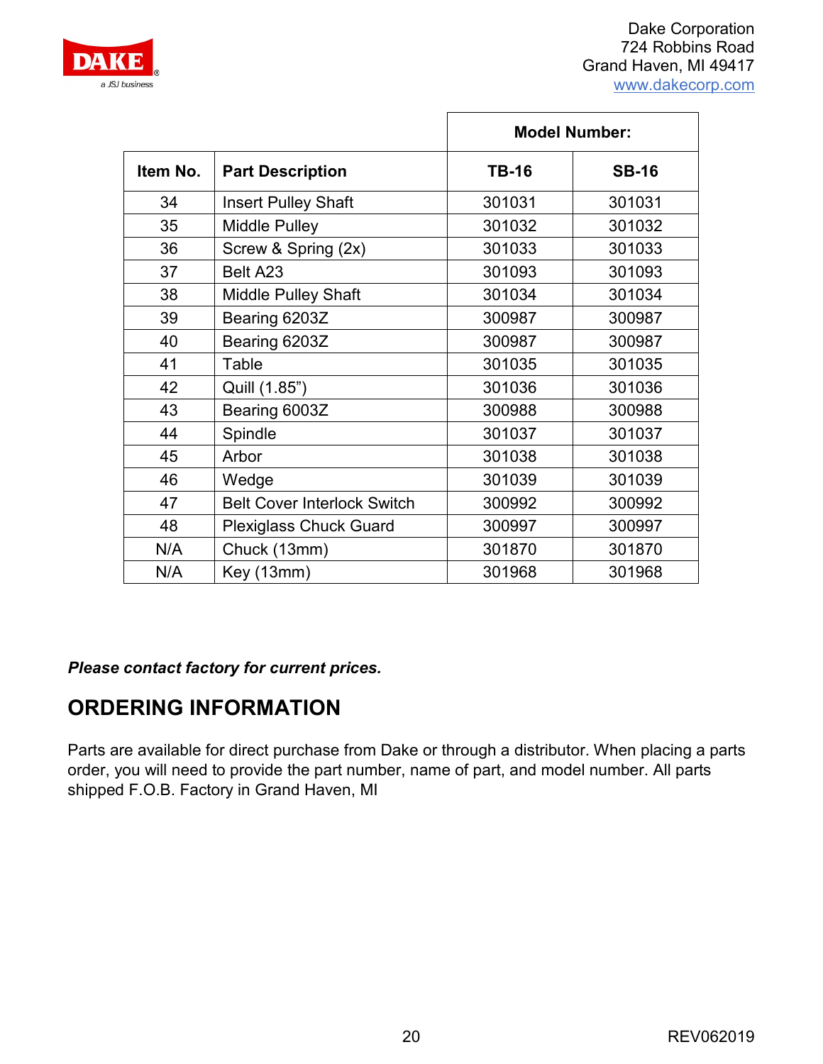| | | Model Number: | |
|---|---|---|---|
| **Item No.** | **Part Description** | **TB-16** | **SB-16** |
| 34 | Insert Pulley Shaft | 301031 | 301031 |
| 35 | Middle Pulley | 301032 | 301032 |
| 36 | Screw & Spring (2x) | 301033 | 301033 |
| 37 | Belt A23 | 301093 | 301093 |
| 38 | Middle Pulley Shaft | 301034 | 301034 |
| 39 | Bearing 6203Z | 300987 | 300987 |
| 40 | Bearing 6203Z | 300987 | 300987 |
| 41 | Table | 301035 | 301035 |
| 42 | Quill (1.85”) | 301036 | 301036 |
| 43 | Bearing 6003Z | 300988 | 300988 |
| 44 | Spindle | 301037 | 301037 |
| 45 | Arbor | 301038 | 301038 |
| 46 | Wedge | 301039 | 301039 |
| 47 | Belt Cover Interlock Switch | 300992 | 300992 |
| 48 | Plexiglass Chuck Guard | 300997 | 300997 |
| N/A | Chuck (13mm) | 301870 | 301870 |
| N/A | Key (13mm) | 301968 | 301968 |

***Please contact factory for current prices.***

## ORDERING INFORMATION

Parts are available for direct purchase from Dake or through a distributor. When placing a parts order, you will need to provide the part number, name of part, and model number. All parts shipped F.O.B. Factory in Grand Haven, MI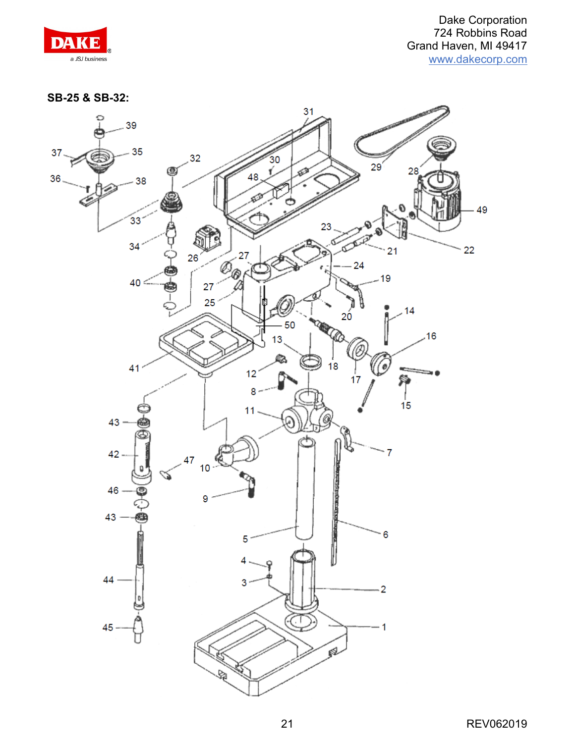**SB-25 & SB-32:**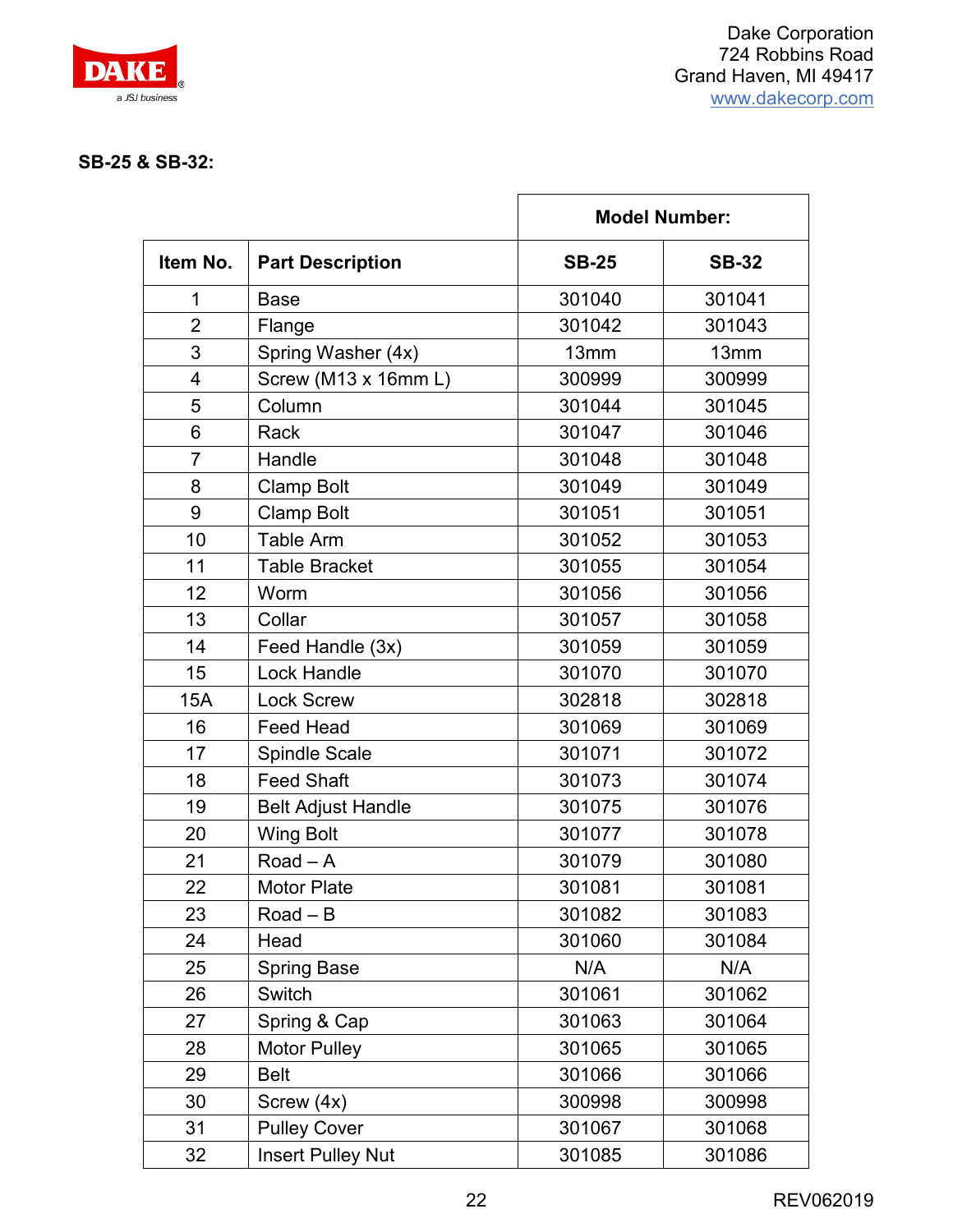Dake Corporation
724 Robbins Road
Grand Haven, MI 49417
www.dakecorp.com

**SB-25 & SB-32:**

| Item No. | Part Description | Model Number: | |
|---|---|---|---|
| | | **SB-25** | **SB-32** |
| 1 | Base | 301040 | 301041 |
| 2 | Flange | 301042 | 301043 |
| 3 | Spring Washer (4x) | 13mm | 13mm |
| 4 | Screw (M13 x 16mm L) | 300999 | 300999 |
| 5 | Column | 301044 | 301045 |
| 6 | Rack | 301047 | 301046 |
| 7 | Handle | 301048 | 301048 |
| 8 | Clamp Bolt | 301049 | 301049 |
| 9 | Clamp Bolt | 301051 | 301051 |
| 10 | Table Arm | 301052 | 301053 |
| 11 | Table Bracket | 301055 | 301054 |
| 12 | Worm | 301056 | 301056 |
| 13 | Collar | 301057 | 301058 |
| 14 | Feed Handle (3x) | 301059 | 301059 |
| 15 | Lock Handle | 301070 | 301070 |
| 15A | Lock Screw | 302818 | 302818 |
| 16 | Feed Head | 301069 | 301069 |
| 17 | Spindle Scale | 301071 | 301072 |
| 18 | Feed Shaft | 301073 | 301074 |
| 19 | Belt Adjust Handle | 301075 | 301076 |
| 20 | Wing Bolt | 301077 | 301078 |
| 21 | Road – A | 301079 | 301080 |
| 22 | Motor Plate | 301081 | 301081 |
| 23 | Road – B | 301082 | 301083 |
| 24 | Head | 301060 | 301084 |
| 25 | Spring Base | N/A | N/A |
| 26 | Switch | 301061 | 301062 |
| 27 | Spring & Cap | 301063 | 301064 |
| 28 | Motor Pulley | 301065 | 301065 |
| 29 | Belt | 301066 | 301066 |
| 30 | Screw (4x) | 300998 | 300998 |
| 31 | Pulley Cover | 301067 | 301068 |
| 32 | Insert Pulley Nut | 301085 | 301086 |

REV062019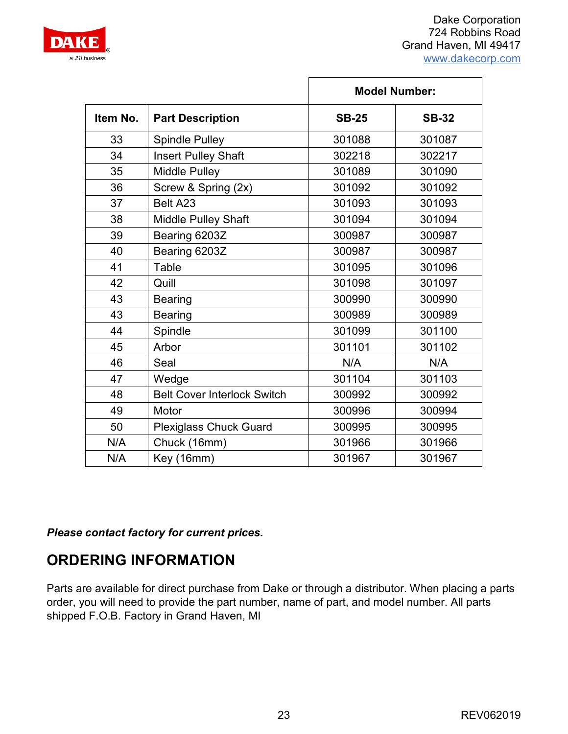Dake Corporation
724 Robbins Road
Grand Haven, MI 49417
www.dakecorp.com

| | | Model Number: | |
|---|---|---|---|
| **Item No.** | **Part Description** | **SB-25** | **SB-32** |
| 33 | Spindle Pulley | 301088 | 301087 |
| 34 | Insert Pulley Shaft | 302218 | 302217 |
| 35 | Middle Pulley | 301089 | 301090 |
| 36 | Screw & Spring (2x) | 301092 | 301092 |
| 37 | Belt A23 | 301093 | 301093 |
| 38 | Middle Pulley Shaft | 301094 | 301094 |
| 39 | Bearing 6203Z | 300987 | 300987 |
| 40 | Bearing 6203Z | 300987 | 300987 |
| 41 | Table | 301095 | 301096 |
| 42 | Quill | 301098 | 301097 |
| 43 | Bearing | 300990 | 300990 |
| 43 | Bearing | 300989 | 300989 |
| 44 | Spindle | 301099 | 301100 |
| 45 | Arbor | 301101 | 301102 |
| 46 | Seal | N/A | N/A |
| 47 | Wedge | 301104 | 301103 |
| 48 | Belt Cover Interlock Switch | 300992 | 300992 |
| 49 | Motor | 300996 | 300994 |
| 50 | Plexiglass Chuck Guard | 300995 | 300995 |
| N/A | Chuck (16mm) | 301966 | 301966 |
| N/A | Key (16mm) | 301967 | 301967 |

***Please contact factory for current prices.***

## ORDERING INFORMATION

Parts are available for direct purchase from Dake or through a distributor. When placing a parts order, you will need to provide the part number, name of part, and model number. All parts shipped F.O.B. Factory in Grand Haven, MI